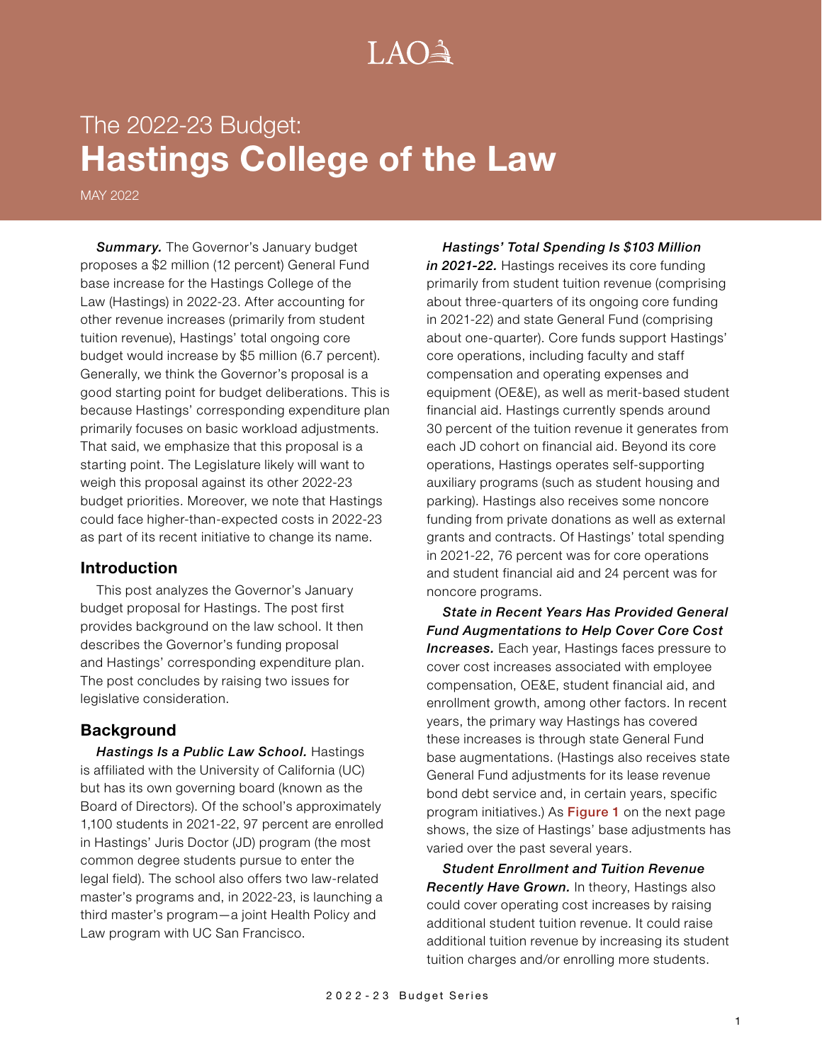LAO

# The 2022-23 Budget: **Hastings College of the Law**

MAY 2022

***Summary.*** The Governor's January budget proposes a $2 million (12 percent) General Fund base increase for the Hastings College of the Law (Hastings) in 2022-23. After accounting for other revenue increases (primarily from student tuition revenue), Hastings' total ongoing core budget would increase by $5 million (6.7 percent). Generally, we think the Governor's proposal is a good starting point for budget deliberations. This is because Hastings' corresponding expenditure plan primarily focuses on basic workload adjustments. That said, we emphasize that this proposal is a starting point. The Legislature likely will want to weigh this proposal against its other 2022-23 budget priorities. Moreover, we note that Hastings could face higher-than-expected costs in 2022-23 as part of its recent initiative to change its name.

## Introduction

This post analyzes the Governor's January budget proposal for Hastings. The post first provides background on the law school. It then describes the Governor's funding proposal and Hastings' corresponding expenditure plan. The post concludes by raising two issues for legislative consideration.

## Background

***Hastings Is a Public Law School.*** Hastings is affiliated with the University of California (UC) but has its own governing board (known as the Board of Directors). Of the school's approximately 1,100 students in 2021-22, 97 percent are enrolled in Hastings' Juris Doctor (JD) program (the most common degree students pursue to enter the legal field). The school also offers two law-related master's programs and, in 2022-23, is launching a third master's program—a joint Health Policy and Law program with UC San Francisco.

***Hastings' Total Spending Is $103 Million in 2021-22.*** Hastings receives its core funding primarily from student tuition revenue (comprising about three-quarters of its ongoing core funding in 2021-22) and state General Fund (comprising about one-quarter). Core funds support Hastings' core operations, including faculty and staff compensation and operating expenses and equipment (OE&E), as well as merit-based student financial aid. Hastings currently spends around 30 percent of the tuition revenue it generates from each JD cohort on financial aid. Beyond its core operations, Hastings operates self-supporting auxiliary programs (such as student housing and parking). Hastings also receives some noncore funding from private donations as well as external grants and contracts. Of Hastings' total spending in 2021-22, 76 percent was for core operations and student financial aid and 24 percent was for noncore programs.

***State in Recent Years Has Provided General Fund Augmentations to Help Cover Core Cost Increases.*** Each year, Hastings faces pressure to cover cost increases associated with employee compensation, OE&E, student financial aid, and enrollment growth, among other factors. In recent years, the primary way Hastings has covered these increases is through state General Fund base augmentations. (Hastings also receives state General Fund adjustments for its lease revenue bond debt service and, in certain years, specific program initiatives.) As Figure 1 on the next page shows, the size of Hastings' base adjustments has varied over the past several years.

***Student Enrollment and Tuition Revenue Recently Have Grown.*** In theory, Hastings also could cover operating cost increases by raising additional student tuition revenue. It could raise additional tuition revenue by increasing its student tuition charges and/or enrolling more students.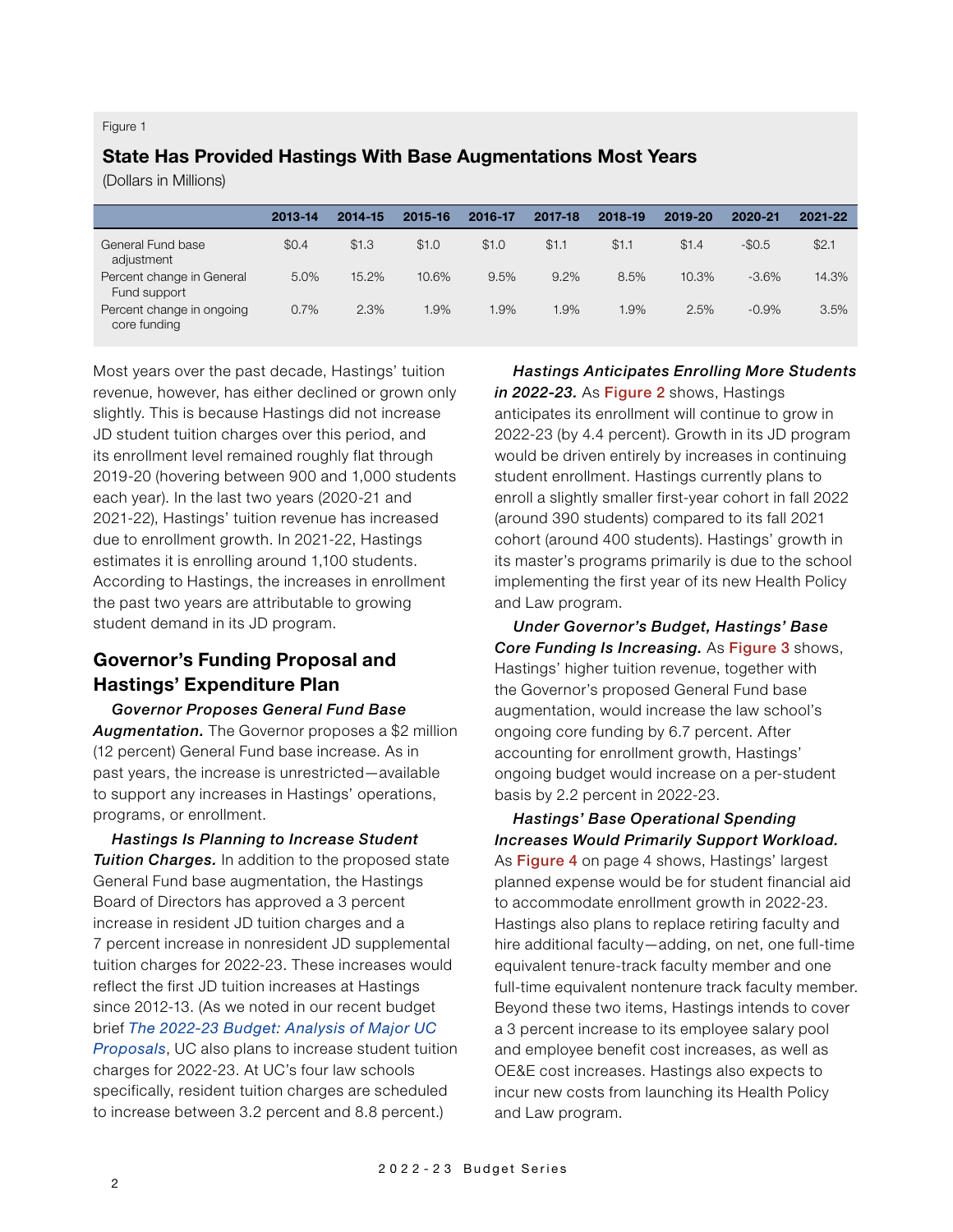Figure 1

**State Has Provided Hastings With Base Augmentations Most Years**

(Dollars in Millions)

| | 2013-14 | 2014-15 | 2015-16 | 2016-17 | 2017-18 | 2018-19 | 2019-20 | 2020-21 | 2021-22 |
|---|---|---|---|---|---|---|---|---|---|
| General Fund base adjustment | $0.4 | $1.3 | $1.0 | $1.0 | $1.1 | $1.1 | $1.4 | -$0.5 | $2.1 |
| Percent change in General Fund support | 5.0% | 15.2% | 10.6% | 9.5% | 9.2% | 8.5% | 10.3% | -3.6% | 14.3% |
| Percent change in ongoing core funding | 0.7% | 2.3% | 1.9% | 1.9% | 1.9% | 1.9% | 2.5% | -0.9% | 3.5% |

Most years over the past decade, Hastings' tuition revenue, however, has either declined or grown only slightly. This is because Hastings did not increase JD student tuition charges over this period, and its enrollment level remained roughly flat through 2019-20 (hovering between 900 and 1,000 students each year). In the last two years (2020-21 and 2021-22), Hastings' tuition revenue has increased due to enrollment growth. In 2021-22, Hastings estimates it is enrolling around 1,100 students. According to Hastings, the increases in enrollment the past two years are attributable to growing student demand in its JD program.

## Governor's Funding Proposal and Hastings' Expenditure Plan

***Governor Proposes General Fund Base Augmentation.*** The Governor proposes a $2 million (12 percent) General Fund base increase. As in past years, the increase is unrestricted—available to support any increases in Hastings' operations, programs, or enrollment.

***Hastings Is Planning to Increase Student Tuition Charges.*** In addition to the proposed state General Fund base augmentation, the Hastings Board of Directors has approved a 3 percent increase in resident JD tuition charges and a 7 percent increase in nonresident JD supplemental tuition charges for 2022-23. These increases would reflect the first JD tuition increases at Hastings since 2012-13. (As we noted in our recent budget brief *The 2022-23 Budget: Analysis of Major UC Proposals*, UC also plans to increase student tuition charges for 2022-23. At UC's four law schools specifically, resident tuition charges are scheduled to increase between 3.2 percent and 8.8 percent.)

***Hastings Anticipates Enrolling More Students in 2022-23.*** As Figure 2 shows, Hastings anticipates its enrollment will continue to grow in 2022-23 (by 4.4 percent). Growth in its JD program would be driven entirely by increases in continuing student enrollment. Hastings currently plans to enroll a slightly smaller first-year cohort in fall 2022 (around 390 students) compared to its fall 2021 cohort (around 400 students). Hastings' growth in its master's programs primarily is due to the school implementing the first year of its new Health Policy and Law program.

***Under Governor's Budget, Hastings' Base Core Funding Is Increasing.*** As Figure 3 shows, Hastings' higher tuition revenue, together with the Governor's proposed General Fund base augmentation, would increase the law school's ongoing core funding by 6.7 percent. After accounting for enrollment growth, Hastings' ongoing budget would increase on a per-student basis by 2.2 percent in 2022-23.

***Hastings' Base Operational Spending Increases Would Primarily Support Workload.*** As Figure 4 on page 4 shows, Hastings' largest planned expense would be for student financial aid to accommodate enrollment growth in 2022-23. Hastings also plans to replace retiring faculty and hire additional faculty—adding, on net, one full-time equivalent tenure-track faculty member and one full-time equivalent nontenure track faculty member. Beyond these two items, Hastings intends to cover a 3 percent increase to its employee salary pool and employee benefit cost increases, as well as OE&E cost increases. Hastings also expects to incur new costs from launching its Health Policy and Law program.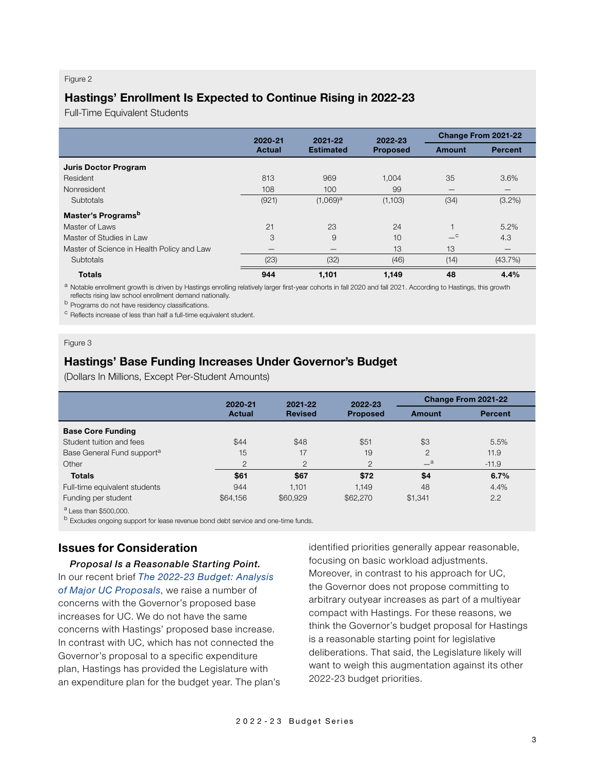Figure 2

## Hastings' Enrollment Is Expected to Continue Rising in 2022-23

Full-Time Equivalent Students

| | 2020-21 Actual | 2021-22 Estimated | 2022-23 Proposed | Change From 2021-22 | |
|---|---|---|---|---|---|
| | | | | Amount | Percent |
| **Juris Doctor Program** | | | | | |
| Resident | 813 | 969 | 1,004 | 35 | 3.6% |
| Nonresident | 108 | 100 | 99 | — | — |
| Subtotals | (921) | (1,069)[a] | (1,103) | (34) | (3.2%) |
| **Master's Programs**[b] | | | | | |
| Master of Laws | 21 | 23 | 24 | 1 | 5.2% |
| Master of Studies in Law | 3 | 9 | 10 | —[c] | 4.3 |
| Master of Science in Health Policy and Law | — | — | 13 | 13 | — |
| Subtotals | (23) | (32) | (46) | (14) | (43.7%) |
| **Totals** | **944** | **1,101** | **1,149** | **48** | **4.4%** |

[a] Notable enrollment growth is driven by Hastings enrolling relatively larger first-year cohorts in fall 2020 and fall 2021. According to Hastings, this growth reflects rising law school enrollment demand nationally.

[b] Programs do not have residency classifications.

[c] Reflects increase of less than half a full-time equivalent student.

Figure 3

## Hastings' Base Funding Increases Under Governor's Budget

(Dollars In Millions, Except Per-Student Amounts)

| | 2020-21 Actual | 2021-22 Revised | 2022-23 Proposed | Change From 2021-22 | |
|---|---|---|---|---|---|
| | | | | Amount | Percent |
| **Base Core Funding** | | | | | |
| Student tuition and fees | $44 | $48 | $51 | $3 | 5.5% |
| Base General Fund support[a] | 15 | 17 | 19 | 2 | 11.9 |
| Other | 2 | 2 | 2 | —[a] | -11.9 |
| **Totals** | **$61** | **$67** | **$72** | **$4** | **6.7%** |
| Full-time equivalent students | 944 | 1,101 | 1,149 | 48 | 4.4% |
| Funding per student | $64,156 | $60,929 | $62,270 | $1,341 | 2.2 |

[a] Less than $500,000.

[b] Excludes ongoing support for lease revenue bond debt service and one-time funds.

## Issues for Consideration

***Proposal Is a Reasonable Starting Point.*** In our recent brief *The 2022-23 Budget: Analysis of Major UC Proposals*, we raise a number of concerns with the Governor's proposed base increases for UC. We do not have the same concerns with Hastings' proposed base increase. In contrast with UC, which has not connected the Governor's proposal to a specific expenditure plan, Hastings has provided the Legislature with an expenditure plan for the budget year. The plan's identified priorities generally appear reasonable, focusing on basic workload adjustments. Moreover, in contrast to his approach for UC, the Governor does not propose committing to arbitrary outyear increases as part of a multiyear compact with Hastings. For these reasons, we think the Governor's budget proposal for Hastings is a reasonable starting point for legislative deliberations. That said, the Legislature likely will want to weigh this augmentation against its other 2022-23 budget priorities.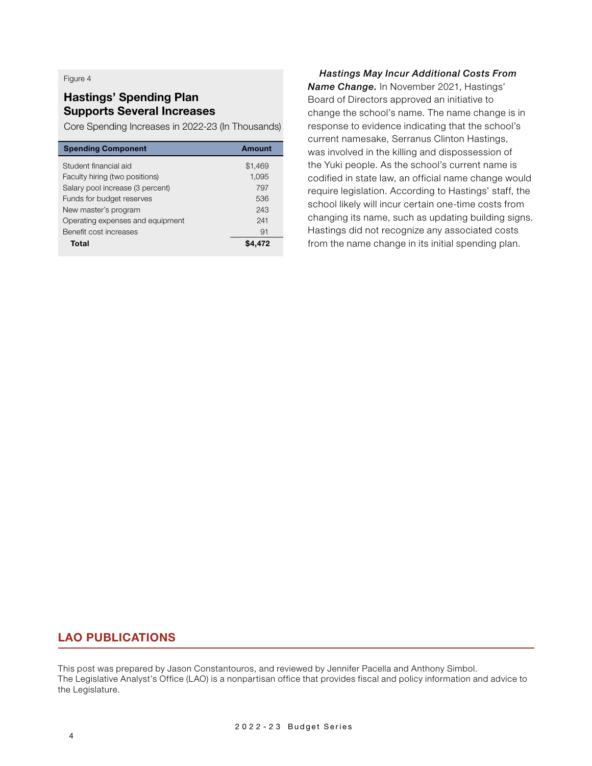Figure 4

### Hastings' Spending Plan Supports Several Increases

Core Spending Increases in 2022-23 (In Thousands)

| Spending Component | Amount |
|---|---|
| Student financial aid | $1,469 |
| Faculty hiring (two positions) | 1,095 |
| Salary pool increase (3 percent) | 797 |
| Funds for budget reserves | 536 |
| New master's program | 243 |
| Operating expenses and equipment | 241 |
| Benefit cost increases | 91 |
| **Total** | **$4,472** |

***Hastings May Incur Additional Costs From Name Change.*** In November 2021, Hastings' Board of Directors approved an initiative to change the school's name. The name change is in response to evidence indicating that the school's current namesake, Serranus Clinton Hastings, was involved in the killing and dispossession of the Yuki people. As the school's current name is codified in state law, an official name change would require legislation. According to Hastings' staff, the school likely will incur certain one-time costs from changing its name, such as updating building signs. Hastings did not recognize any associated costs from the name change in its initial spending plan.

## LAO PUBLICATIONS

This post was prepared by Jason Constantouros, and reviewed by Jennifer Pacella and Anthony Simbol. The Legislative Analyst's Office (LAO) is a nonpartisan office that provides fiscal and policy information and advice to the Legislature.